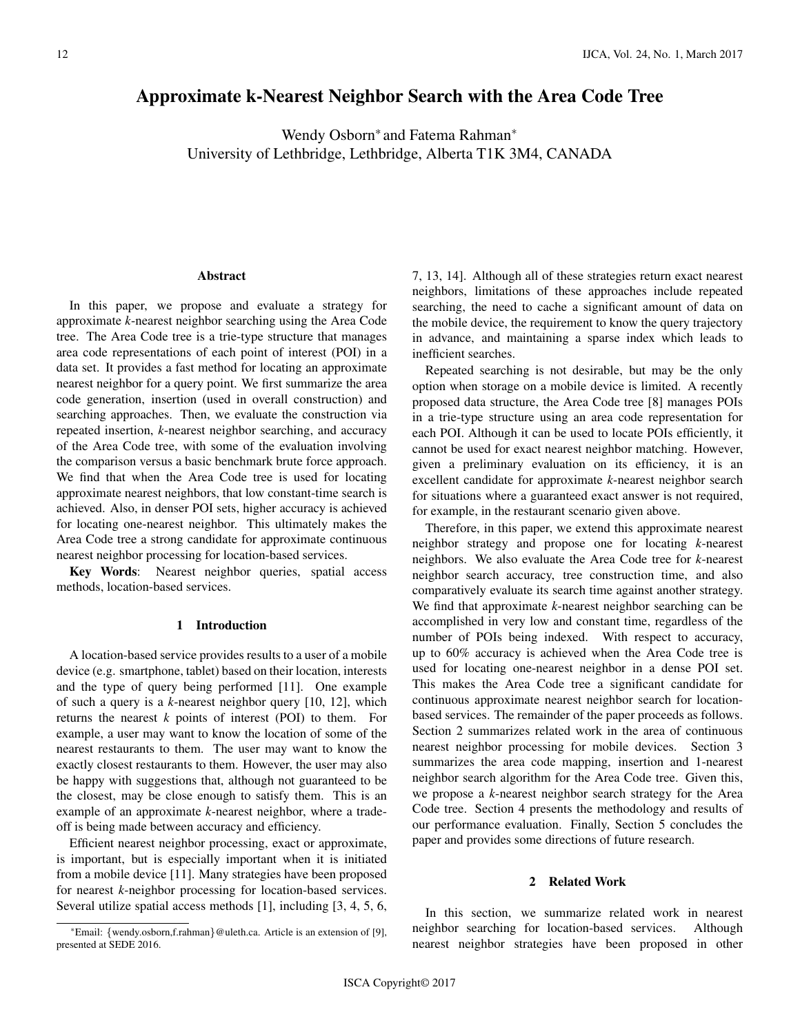# Approximate k-Nearest Neighbor Search with the Area Code Tree

Wendy Osborn* and Fatema Rahman*
University of Lethbridge, Lethbridge, Alberta T1K 3M4, CANADA

### Abstract

In this paper, we propose and evaluate a strategy for approximate *k*-nearest neighbor searching using the Area Code tree. The Area Code tree is a trie-type structure that manages area code representations of each point of interest (POI) in a data set. It provides a fast method for locating an approximate nearest neighbor for a query point. We first summarize the area code generation, insertion (used in overall construction) and searching approaches. Then, we evaluate the construction via repeated insertion, *k*-nearest neighbor searching, and accuracy of the Area Code tree, with some of the evaluation involving the comparison versus a basic benchmark brute force approach. We find that when the Area Code tree is used for locating approximate nearest neighbors, that low constant-time search is achieved. Also, in denser POI sets, higher accuracy is achieved for locating one-nearest neighbor. This ultimately makes the Area Code tree a strong candidate for approximate continuous nearest neighbor processing for location-based services.

**Key Words**: Nearest neighbor queries, spatial access methods, location-based services.

## 1 Introduction

A location-based service provides results to a user of a mobile device (e.g. smartphone, tablet) based on their location, interests and the type of query being performed [11]. One example of such a query is a *k*-nearest neighbor query [10, 12], which returns the nearest *k* points of interest (POI) to them. For example, a user may want to know the location of some of the nearest restaurants to them. The user may want to know the exactly closest restaurants to them. However, the user may also be happy with suggestions that, although not guaranteed to be the closest, may be close enough to satisfy them. This is an example of an approximate *k*-nearest neighbor, where a trade-off is being made between accuracy and efficiency.

Efficient nearest neighbor processing, exact or approximate, is important, but is especially important when it is initiated from a mobile device [11]. Many strategies have been proposed for nearest *k*-neighbor processing for location-based services. Several utilize spatial access methods [1], including [3, 4, 5, 6, 7, 13, 14]. Although all of these strategies return exact nearest neighbors, limitations of these approaches include repeated searching, the need to cache a significant amount of data on the mobile device, the requirement to know the query trajectory in advance, and maintaining a sparse index which leads to inefficient searches.

Repeated searching is not desirable, but may be the only option when storage on a mobile device is limited. A recently proposed data structure, the Area Code tree [8] manages POIs in a trie-type structure using an area code representation for each POI. Although it can be used to locate POIs efficiently, it cannot be used for exact nearest neighbor matching. However, given a preliminary evaluation on its efficiency, it is an excellent candidate for approximate *k*-nearest neighbor search for situations where a guaranteed exact answer is not required, for example, in the restaurant scenario given above.

Therefore, in this paper, we extend this approximate nearest neighbor strategy and propose one for locating *k*-nearest neighbors. We also evaluate the Area Code tree for *k*-nearest neighbor search accuracy, tree construction time, and also comparatively evaluate its search time against another strategy. We find that approximate *k*-nearest neighbor searching can be accomplished in very low and constant time, regardless of the number of POIs being indexed. With respect to accuracy, up to 60% accuracy is achieved when the Area Code tree is used for locating one-nearest neighbor in a dense POI set. This makes the Area Code tree a significant candidate for continuous approximate nearest neighbor search for location-based services. The remainder of the paper proceeds as follows. Section 2 summarizes related work in the area of continuous nearest neighbor processing for mobile devices. Section 3 summarizes the area code mapping, insertion and 1-nearest neighbor search algorithm for the Area Code tree. Given this, we propose a *k*-nearest neighbor search strategy for the Area Code tree. Section 4 presents the methodology and results of our performance evaluation. Finally, Section 5 concludes the paper and provides some directions of future research.

## 2 Related Work

In this section, we summarize related work in nearest neighbor searching for location-based services. Although nearest neighbor strategies have been proposed in other

*Email: {wendy.osborn,f.rahman}@uleth.ca. Article is an extension of [9], presented at SEDE 2016.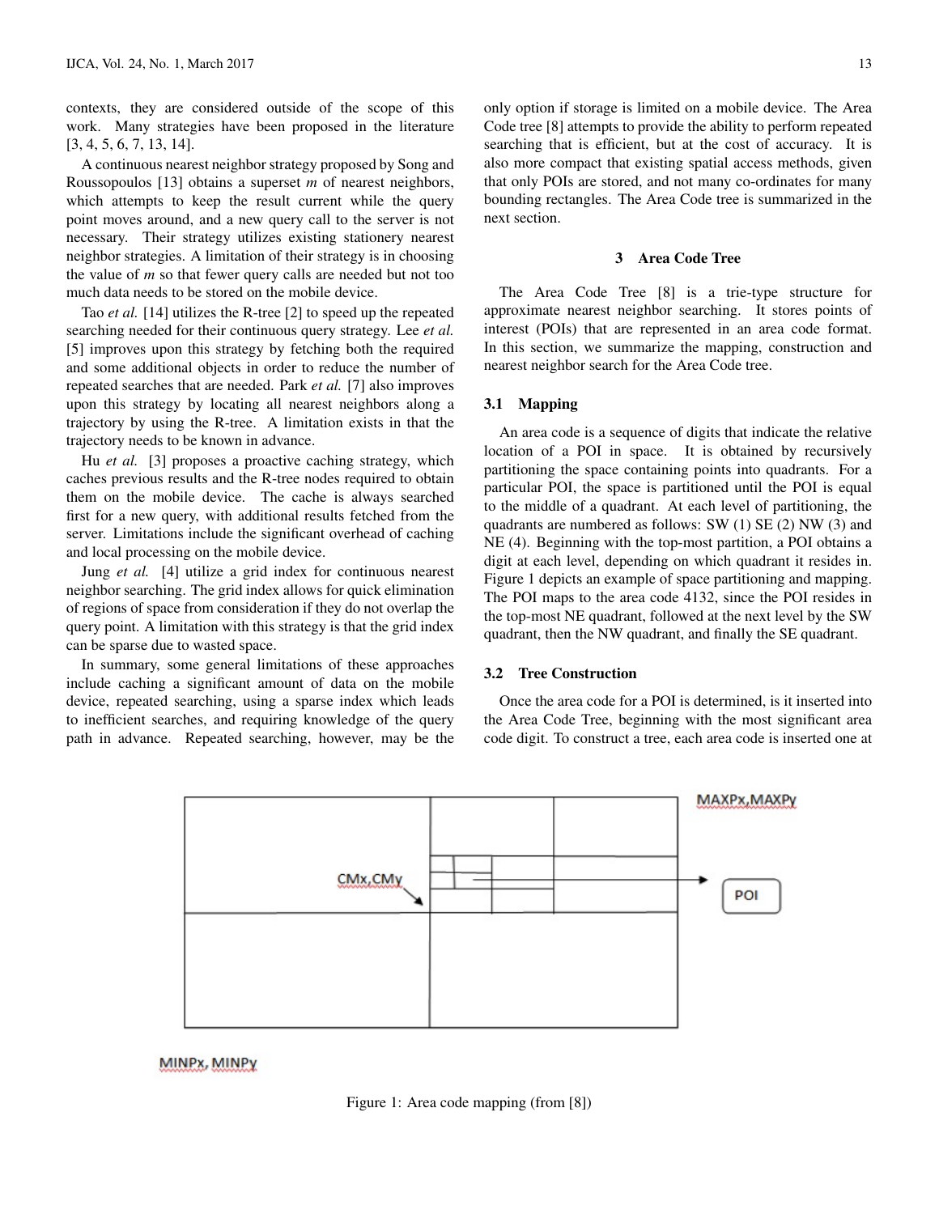contexts, they are considered outside of the scope of this work. Many strategies have been proposed in the literature [3, 4, 5, 6, 7, 13, 14].

A continuous nearest neighbor strategy proposed by Song and Roussopoulos [13] obtains a superset *m* of nearest neighbors, which attempts to keep the result current while the query point moves around, and a new query call to the server is not necessary. Their strategy utilizes existing stationery nearest neighbor strategies. A limitation of their strategy is in choosing the value of *m* so that fewer query calls are needed but not too much data needs to be stored on the mobile device.

Tao *et al.* [14] utilizes the R-tree [2] to speed up the repeated searching needed for their continuous query strategy. Lee *et al.* [5] improves upon this strategy by fetching both the required and some additional objects in order to reduce the number of repeated searches that are needed. Park *et al.* [7] also improves upon this strategy by locating all nearest neighbors along a trajectory by using the R-tree. A limitation exists in that the trajectory needs to be known in advance.

Hu *et al.* [3] proposes a proactive caching strategy, which caches previous results and the R-tree nodes required to obtain them on the mobile device. The cache is always searched first for a new query, with additional results fetched from the server. Limitations include the significant overhead of caching and local processing on the mobile device.

Jung *et al.* [4] utilize a grid index for continuous nearest neighbor searching. The grid index allows for quick elimination of regions of space from consideration if they do not overlap the query point. A limitation with this strategy is that the grid index can be sparse due to wasted space.

In summary, some general limitations of these approaches include caching a significant amount of data on the mobile device, repeated searching, using a sparse index which leads to inefficient searches, and requiring knowledge of the query path in advance. Repeated searching, however, may be the only option if storage is limited on a mobile device. The Area Code tree [8] attempts to provide the ability to perform repeated searching that is efficient, but at the cost of accuracy. It is also more compact that existing spatial access methods, given that only POIs are stored, and not many co-ordinates for many bounding rectangles. The Area Code tree is summarized in the next section.

## 3 Area Code Tree

The Area Code Tree [8] is a trie-type structure for approximate nearest neighbor searching. It stores points of interest (POIs) that are represented in an area code format. In this section, we summarize the mapping, construction and nearest neighbor search for the Area Code tree.

### 3.1 Mapping

An area code is a sequence of digits that indicate the relative location of a POI in space. It is obtained by recursively partitioning the space containing points into quadrants. For a particular POI, the space is partitioned until the POI is equal to the middle of a quadrant. At each level of partitioning, the quadrants are numbered as follows: SW (1) SE (2) NW (3) and NE (4). Beginning with the top-most partition, a POI obtains a digit at each level, depending on which quadrant it resides in. Figure 1 depicts an example of space partitioning and mapping. The POI maps to the area code 4132, since the POI resides in the top-most NE quadrant, followed at the next level by the SW quadrant, then the NW quadrant, and finally the SE quadrant.

### 3.2 Tree Construction

Once the area code for a POI is determined, is it inserted into the Area Code Tree, beginning with the most significant area code digit. To construct a tree, each area code is inserted one at

MAXPx,MAXPy

CMx,CMy

POI

MINPx, MINPy

Figure 1: Area code mapping (from [8])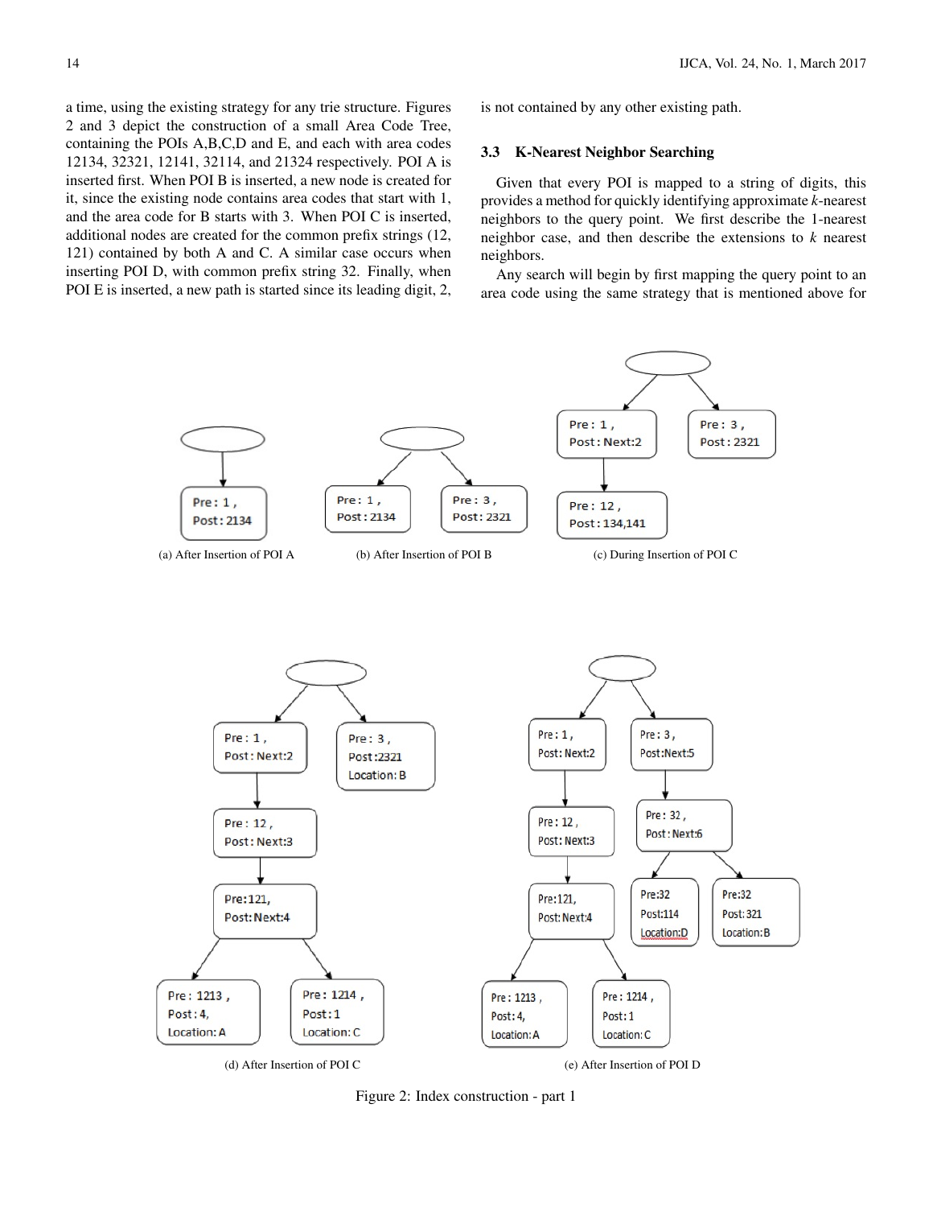a time, using the existing strategy for any trie structure. Figures 2 and 3 depict the construction of a small Area Code Tree, containing the POIs A,B,C,D and E, and each with area codes 12134, 32321, 12141, 32114, and 21324 respectively. POI A is inserted first. When POI B is inserted, a new node is created for it, since the existing node contains area codes that start with 1, and the area code for B starts with 3. When POI C is inserted, additional nodes are created for the common prefix strings (12, 121) contained by both A and C. A similar case occurs when inserting POI D, with common prefix string 32. Finally, when POI E is inserted, a new path is started since its leading digit, 2, is not contained by any other existing path.

### 3.3 K-Nearest Neighbor Searching

Given that every POI is mapped to a string of digits, this provides a method for quickly identifying approximate *k*-nearest neighbors to the query point. We first describe the 1-nearest neighbor case, and then describe the extensions to *k* nearest neighbors.

Any search will begin by first mapping the query point to an area code using the same strategy that is mentioned above for

(a) After Insertion of POI A

(b) After Insertion of POI B

(c) During Insertion of POI C

(d) After Insertion of POI C

(e) After Insertion of POI D

Figure 2: Index construction - part 1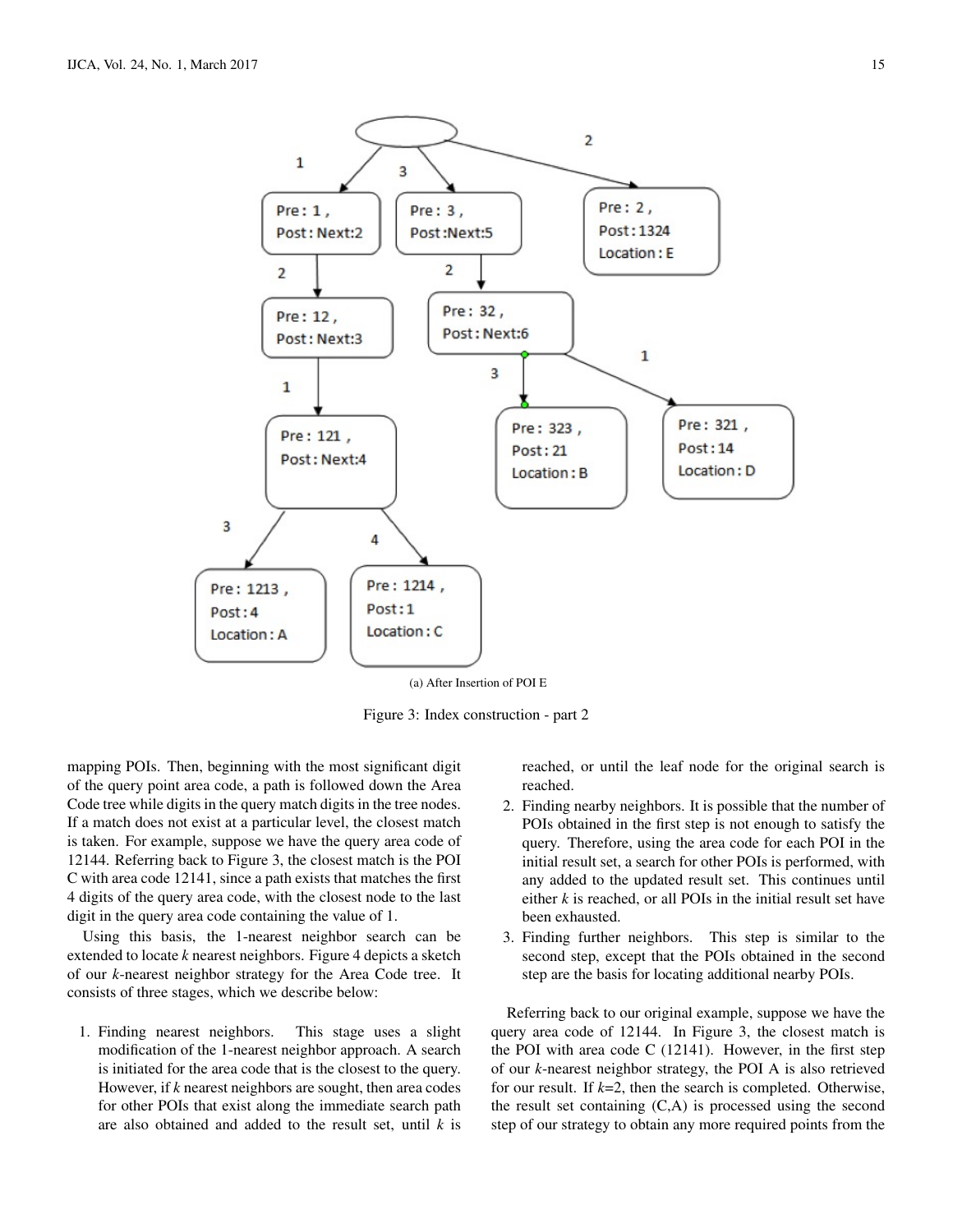(a) After Insertion of POI E

Figure 3: Index construction - part 2

mapping POIs. Then, beginning with the most significant digit of the query point area code, a path is followed down the Area Code tree while digits in the query match digits in the tree nodes. If a match does not exist at a particular level, the closest match is taken. For example, suppose we have the query area code of 12144. Referring back to Figure 3, the closest match is the POI C with area code 12141, since a path exists that matches the first 4 digits of the query area code, with the closest node to the last digit in the query area code containing the value of 1.

Using this basis, the 1-nearest neighbor search can be extended to locate *k* nearest neighbors. Figure 4 depicts a sketch of our *k*-nearest neighbor strategy for the Area Code tree. It consists of three stages, which we describe below:

1. Finding nearest neighbors. This stage uses a slight modification of the 1-nearest neighbor approach. A search is initiated for the area code that is the closest to the query. However, if *k* nearest neighbors are sought, then area codes for other POIs that exist along the immediate search path are also obtained and added to the result set, until *k* is reached, or until the leaf node for the original search is reached.
2. Finding nearby neighbors. It is possible that the number of POIs obtained in the first step is not enough to satisfy the query. Therefore, using the area code for each POI in the initial result set, a search for other POIs is performed, with any added to the updated result set. This continues until either *k* is reached, or all POIs in the initial result set have been exhausted.
3. Finding further neighbors. This step is similar to the second step, except that the POIs obtained in the second step are the basis for locating additional nearby POIs.

Referring back to our original example, suppose we have the query area code of 12144. In Figure 3, the closest match is the POI with area code C (12141). However, in the first step of our *k*-nearest neighbor strategy, the POI A is also retrieved for our result. If *k*=2, then the search is completed. Otherwise, the result set containing (C,A) is processed using the second step of our strategy to obtain any more required points from the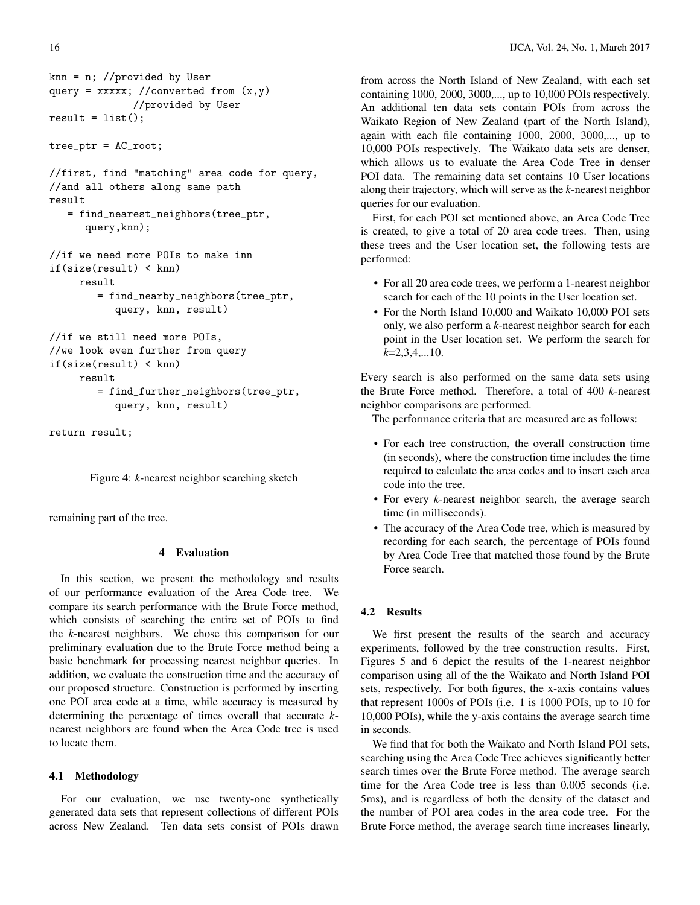```
knn = n; //provided by User
query = xxxxx; //converted from (x,y)
               //provided by User
result = list();

tree_ptr = AC_root;

//first, find "matching" area code for query,
//and all others along same path
result
   = find_nearest_neighbors(tree_ptr,
      query,knn);

//if we need more POIs to make inn
if(size(result) < knn)
     result
        = find_nearby_neighbors(tree_ptr,
            query, knn, result)

//if we still need more POIs,
//we look even further from query
if(size(result) < knn)
     result
        = find_further_neighbors(tree_ptr,
            query, knn, result)

return result;
```

Figure 4: *k*-nearest neighbor searching sketch

remaining part of the tree.

## 4 Evaluation

In this section, we present the methodology and results of our performance evaluation of the Area Code tree. We compare its search performance with the Brute Force method, which consists of searching the entire set of POIs to find the *k*-nearest neighbors. We chose this comparison for our preliminary evaluation due to the Brute Force method being a basic benchmark for processing nearest neighbor queries. In addition, we evaluate the construction time and the accuracy of our proposed structure. Construction is performed by inserting one POI area code at a time, while accuracy is measured by determining the percentage of times overall that accurate *k*-nearest neighbors are found when the Area Code tree is used to locate them.

### 4.1 Methodology

For our evaluation, we use twenty-one synthetically generated data sets that represent collections of different POIs across New Zealand. Ten data sets consist of POIs drawn from across the North Island of New Zealand, with each set containing 1000, 2000, 3000,..., up to 10,000 POIs respectively. An additional ten data sets contain POIs from across the Waikato Region of New Zealand (part of the North Island), again with each file containing 1000, 2000, 3000,..., up to 10,000 POIs respectively. The Waikato data sets are denser, which allows us to evaluate the Area Code Tree in denser POI data. The remaining data set contains 10 User locations along their trajectory, which will serve as the *k*-nearest neighbor queries for our evaluation.

First, for each POI set mentioned above, an Area Code Tree is created, to give a total of 20 area code trees. Then, using these trees and the User location set, the following tests are performed:

- For all 20 area code trees, we perform a 1-nearest neighbor search for each of the 10 points in the User location set.
- For the North Island 10,000 and Waikato 10,000 POI sets only, we also perform a *k*-nearest neighbor search for each point in the User location set. We perform the search for *k*=2,3,4,...10.

Every search is also performed on the same data sets using the Brute Force method. Therefore, a total of 400 *k*-nearest neighbor comparisons are performed.

The performance criteria that are measured are as follows:

- For each tree construction, the overall construction time (in seconds), where the construction time includes the time required to calculate the area codes and to insert each area code into the tree.
- For every *k*-nearest neighbor search, the average search time (in milliseconds).
- The accuracy of the Area Code tree, which is measured by recording for each search, the percentage of POIs found by Area Code Tree that matched those found by the Brute Force search.

### 4.2 Results

We first present the results of the search and accuracy experiments, followed by the tree construction results. First, Figures 5 and 6 depict the results of the 1-nearest neighbor comparison using all of the the Waikato and North Island POI sets, respectively. For both figures, the x-axis contains values that represent 1000s of POIs (i.e. 1 is 1000 POIs, up to 10 for 10,000 POIs), while the y-axis contains the average search time in seconds.

We find that for both the Waikato and North Island POI sets, searching using the Area Code Tree achieves significantly better search times over the Brute Force method. The average search time for the Area Code tree is less than 0.005 seconds (i.e. 5ms), and is regardless of both the density of the dataset and the number of POI area codes in the area code tree. For the Brute Force method, the average search time increases linearly,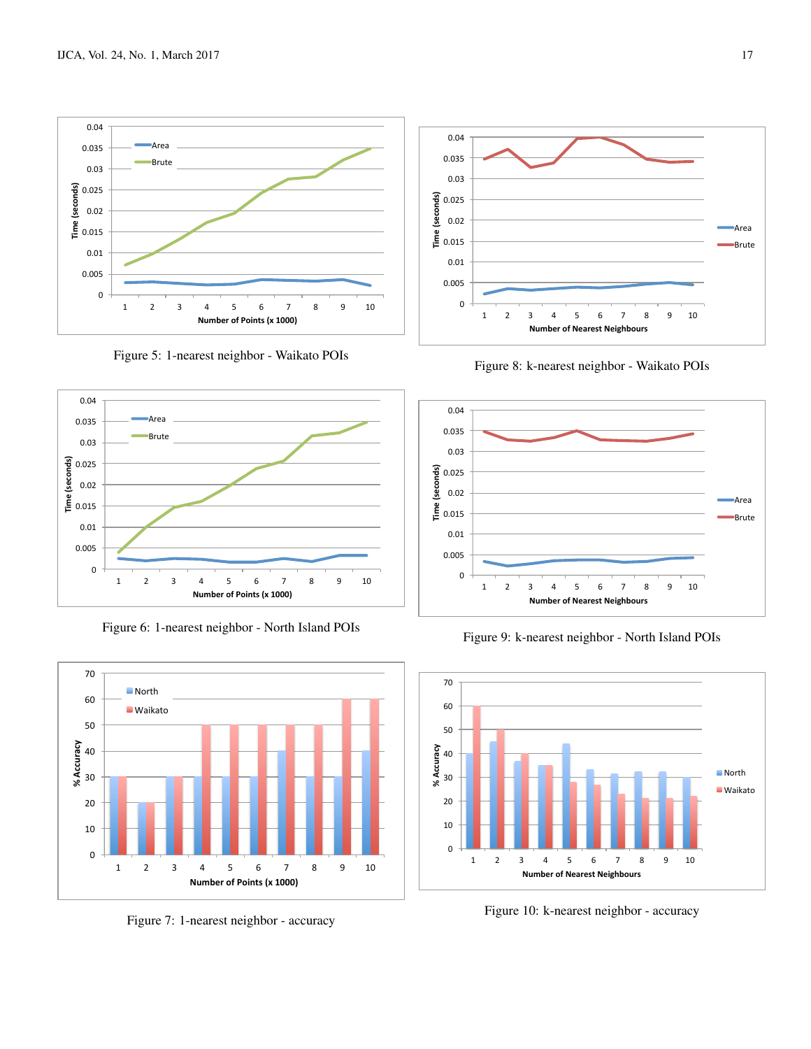Figure 5: 1-nearest neighbor - Waikato POIs

Figure 6: 1-nearest neighbor - North Island POIs

Figure 7: 1-nearest neighbor - accuracy

Figure 8: k-nearest neighbor - Waikato POIs

Figure 9: k-nearest neighbor - North Island POIs

Figure 10: k-nearest neighbor - accuracy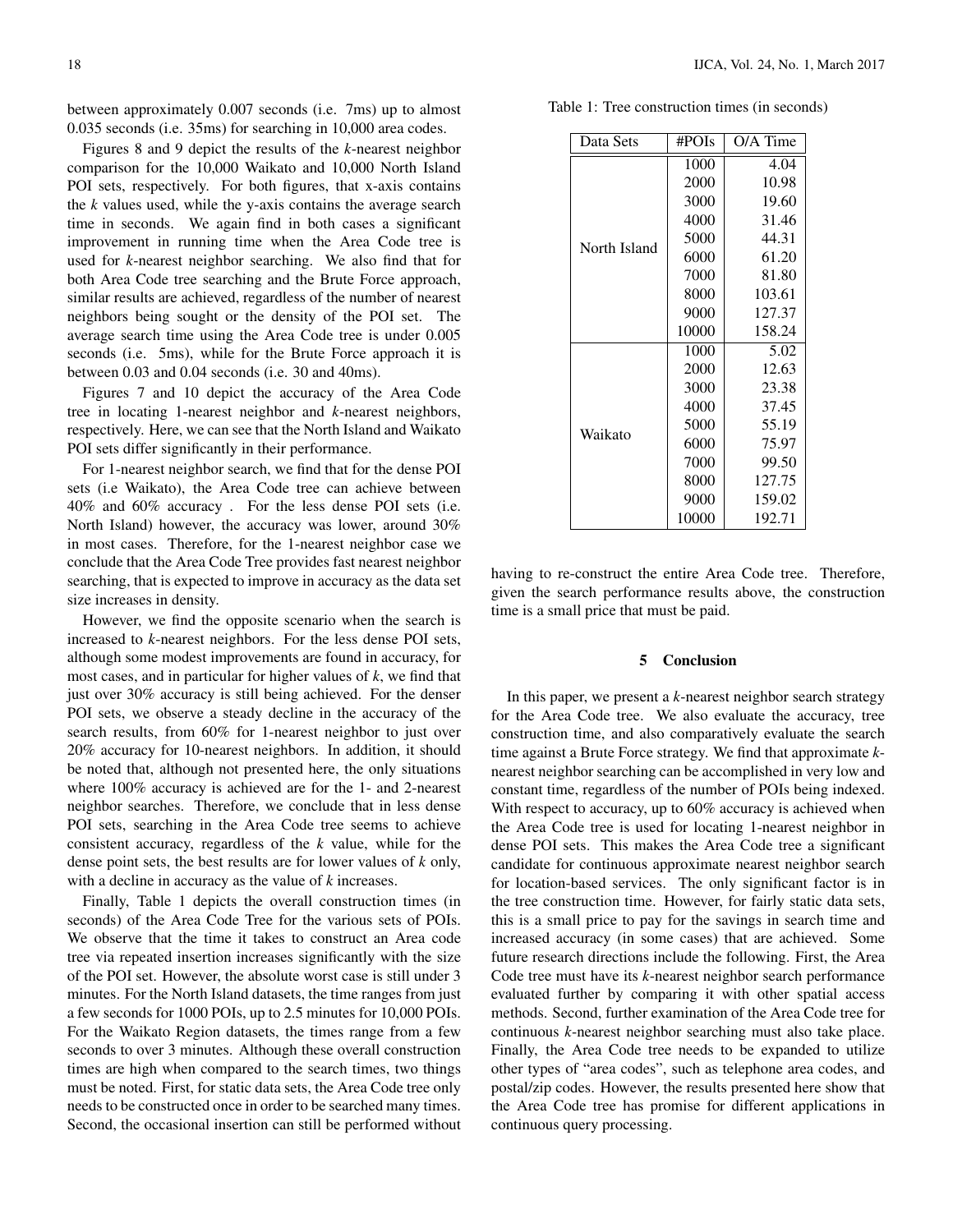between approximately 0.007 seconds (i.e. 7ms) up to almost 0.035 seconds (i.e. 35ms) for searching in 10,000 area codes.

Figures 8 and 9 depict the results of the *k*-nearest neighbor comparison for the 10,000 Waikato and 10,000 North Island POI sets, respectively. For both figures, that x-axis contains the *k* values used, while the y-axis contains the average search time in seconds. We again find in both cases a significant improvement in running time when the Area Code tree is used for *k*-nearest neighbor searching. We also find that for both Area Code tree searching and the Brute Force approach, similar results are achieved, regardless of the number of nearest neighbors being sought or the density of the POI set. The average search time using the Area Code tree is under 0.005 seconds (i.e. 5ms), while for the Brute Force approach it is between 0.03 and 0.04 seconds (i.e. 30 and 40ms).

Figures 7 and 10 depict the accuracy of the Area Code tree in locating 1-nearest neighbor and *k*-nearest neighbors, respectively. Here, we can see that the North Island and Waikato POI sets differ significantly in their performance.

For 1-nearest neighbor search, we find that for the dense POI sets (i.e Waikato), the Area Code tree can achieve between 40% and 60% accuracy . For the less dense POI sets (i.e. North Island) however, the accuracy was lower, around 30% in most cases. Therefore, for the 1-nearest neighbor case we conclude that the Area Code Tree provides fast nearest neighbor searching, that is expected to improve in accuracy as the data set size increases in density.

However, we find the opposite scenario when the search is increased to *k*-nearest neighbors. For the less dense POI sets, although some modest improvements are found in accuracy, for most cases, and in particular for higher values of *k*, we find that just over 30% accuracy is still being achieved. For the denser POI sets, we observe a steady decline in the accuracy of the search results, from 60% for 1-nearest neighbor to just over 20% accuracy for 10-nearest neighbors. In addition, it should be noted that, although not presented here, the only situations where 100% accuracy is achieved are for the 1- and 2-nearest neighbor searches. Therefore, we conclude that in less dense POI sets, searching in the Area Code tree seems to achieve consistent accuracy, regardless of the *k* value, while for the dense point sets, the best results are for lower values of *k* only, with a decline in accuracy as the value of *k* increases.

Finally, Table 1 depicts the overall construction times (in seconds) of the Area Code Tree for the various sets of POIs. We observe that the time it takes to construct an Area code tree via repeated insertion increases significantly with the size of the POI set. However, the absolute worst case is still under 3 minutes. For the North Island datasets, the time ranges from just a few seconds for 1000 POIs, up to 2.5 minutes for 10,000 POIs. For the Waikato Region datasets, the times range from a few seconds to over 3 minutes. Although these overall construction times are high when compared to the search times, two things must be noted. First, for static data sets, the Area Code tree only needs to be constructed once in order to be searched many times. Second, the occasional insertion can still be performed without having to re-construct the entire Area Code tree. Therefore, given the search performance results above, the construction time is a small price that must be paid.

Table 1: Tree construction times (in seconds)

| Data Sets | #POIs | O/A Time |
|---|---|---|
| North Island | 1000 | 4.04 |
| | 2000 | 10.98 |
| | 3000 | 19.60 |
| | 4000 | 31.46 |
| | 5000 | 44.31 |
| | 6000 | 61.20 |
| | 7000 | 81.80 |
| | 8000 | 103.61 |
| | 9000 | 127.37 |
| | 10000 | 158.24 |
| Waikato | 1000 | 5.02 |
| | 2000 | 12.63 |
| | 3000 | 23.38 |
| | 4000 | 37.45 |
| | 5000 | 55.19 |
| | 6000 | 75.97 |
| | 7000 | 99.50 |
| | 8000 | 127.75 |
| | 9000 | 159.02 |
| | 10000 | 192.71 |

## 5 Conclusion

In this paper, we present a *k*-nearest neighbor search strategy for the Area Code tree. We also evaluate the accuracy, tree construction time, and also comparatively evaluate the search time against a Brute Force strategy. We find that approximate *k*-nearest neighbor searching can be accomplished in very low and constant time, regardless of the number of POIs being indexed. With respect to accuracy, up to 60% accuracy is achieved when the Area Code tree is used for locating 1-nearest neighbor in dense POI sets. This makes the Area Code tree a significant candidate for continuous approximate nearest neighbor search for location-based services. The only significant factor is in the tree construction time. However, for fairly static data sets, this is a small price to pay for the savings in search time and increased accuracy (in some cases) that are achieved. Some future research directions include the following. First, the Area Code tree must have its *k*-nearest neighbor search performance evaluated further by comparing it with other spatial access methods. Second, further examination of the Area Code tree for continuous *k*-nearest neighbor searching must also take place. Finally, the Area Code tree needs to be expanded to utilize other types of "area codes", such as telephone area codes, and postal/zip codes. However, the results presented here show that the Area Code tree has promise for different applications in continuous query processing.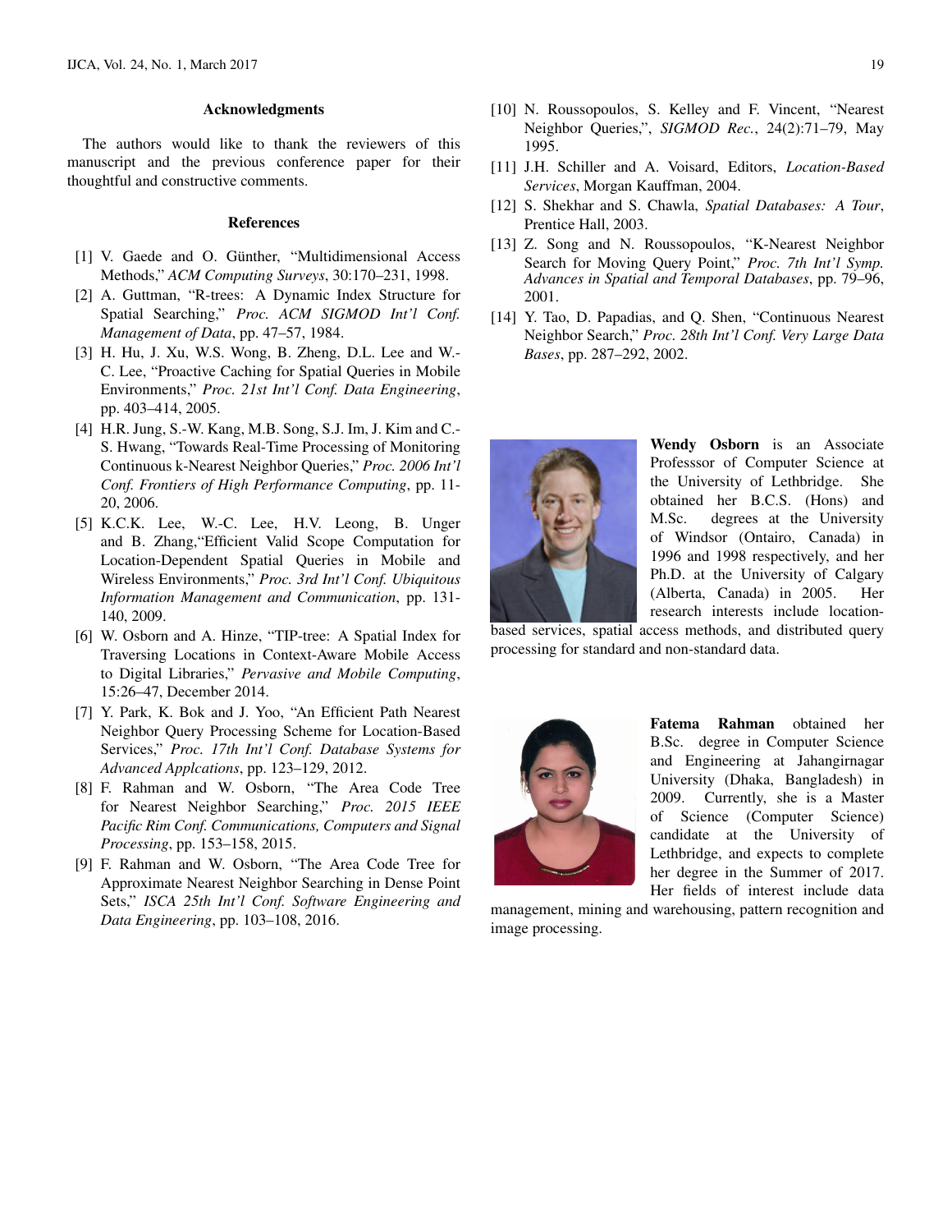### Acknowledgments

The authors would like to thank the reviewers of this manuscript and the previous conference paper for their thoughtful and constructive comments.

### References

[1] V. Gaede and O. Günther, "Multidimensional Access Methods," *ACM Computing Surveys*, 30:170–231, 1998.

[2] A. Guttman, "R-trees: A Dynamic Index Structure for Spatial Searching," *Proc. ACM SIGMOD Int'l Conf. Management of Data*, pp. 47–57, 1984.

[3] H. Hu, J. Xu, W.S. Wong, B. Zheng, D.L. Lee and W.-C. Lee, "Proactive Caching for Spatial Queries in Mobile Environments," *Proc. 21st Int'l Conf. Data Engineering*, pp. 403–414, 2005.

[4] H.R. Jung, S.-W. Kang, M.B. Song, S.J. Im, J. Kim and C.-S. Hwang, "Towards Real-Time Processing of Monitoring Continuous k-Nearest Neighbor Queries," *Proc. 2006 Int'l Conf. Frontiers of High Performance Computing*, pp. 11-20, 2006.

[5] K.C.K. Lee, W.-C. Lee, H.V. Leong, B. Unger and B. Zhang,"Efficient Valid Scope Computation for Location-Dependent Spatial Queries in Mobile and Wireless Environments," *Proc. 3rd Int'l Conf. Ubiquitous Information Management and Communication*, pp. 131-140, 2009.

[6] W. Osborn and A. Hinze, "TIP-tree: A Spatial Index for Traversing Locations in Context-Aware Mobile Access to Digital Libraries," *Pervasive and Mobile Computing*, 15:26–47, December 2014.

[7] Y. Park, K. Bok and J. Yoo, "An Efficient Path Nearest Neighbor Query Processing Scheme for Location-Based Services," *Proc. 17th Int'l Conf. Database Systems for Advanced Applcations*, pp. 123–129, 2012.

[8] F. Rahman and W. Osborn, "The Area Code Tree for Nearest Neighbor Searching," *Proc. 2015 IEEE Pacific Rim Conf. Communications, Computers and Signal Processing*, pp. 153–158, 2015.

[9] F. Rahman and W. Osborn, "The Area Code Tree for Approximate Nearest Neighbor Searching in Dense Point Sets," *ISCA 25th Int'l Conf. Software Engineering and Data Engineering*, pp. 103–108, 2016.

[10] N. Roussopoulos, S. Kelley and F. Vincent, "Nearest Neighbor Queries,", *SIGMOD Rec.*, 24(2):71–79, May 1995.

[11] J.H. Schiller and A. Voisard, Editors, *Location-Based Services*, Morgan Kauffman, 2004.

[12] S. Shekhar and S. Chawla, *Spatial Databases: A Tour*, Prentice Hall, 2003.

[13] Z. Song and N. Roussopoulos, "K-Nearest Neighbor Search for Moving Query Point," *Proc. 7th Int'l Symp. Advances in Spatial and Temporal Databases*, pp. 79–96, 2001.

[14] Y. Tao, D. Papadias, and Q. Shen, "Continuous Nearest Neighbor Search," *Proc. 28th Int'l Conf. Very Large Data Bases*, pp. 287–292, 2002.

**Wendy Osborn** is an Associate Professsor of Computer Science at the University of Lethbridge. She obtained her B.C.S. (Hons) and M.Sc. degrees at the University of Windsor (Ontairo, Canada) in 1996 and 1998 respectively, and her Ph.D. at the University of Calgary (Alberta, Canada) in 2005. Her research interests include location-based services, spatial access methods, and distributed query processing for standard and non-standard data.

**Fatema Rahman** obtained her B.Sc. degree in Computer Science and Engineering at Jahangirnagar University (Dhaka, Bangladesh) in 2009. Currently, she is a Master of Science (Computer Science) candidate at the University of Lethbridge, and expects to complete her degree in the Summer of 2017. Her fields of interest include data management, mining and warehousing, pattern recognition and image processing.